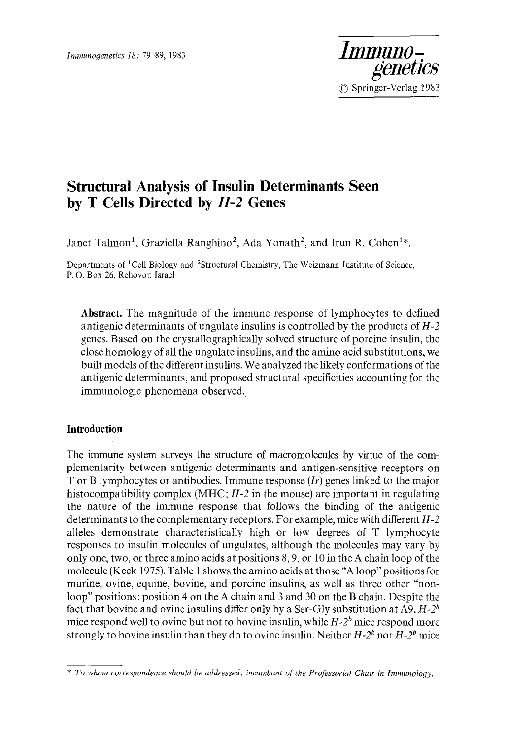Immunogenetics 18: 79–89, 1983

**Immuno-genetics**
© Springer-Verlag 1983

# Structural Analysis of Insulin Determinants Seen by T Cells Directed by *H-2* Genes

Janet Talmon[1], Graziella Ranghino[2], Ada Yonath[2], and Irun R. Cohen[1]*.

Departments of [1]Cell Biology and [2]Structural Chemistry, The Weizmann Institute of Science, P. O. Box 26, Rehovot, Israel

**Abstract.** The magnitude of the immune response of lymphocytes to defined antigenic determinants of ungulate insulins is controlled by the products of *H-2* genes. Based on the crystallographically solved structure of porcine insulin, the close homology of all the ungulate insulins, and the amino acid substitutions, we built models of the different insulins. We analyzed the likely conformations of the antigenic determinants, and proposed structural specificities accounting for the immunologic phenomena observed.

## Introduction

The immune system surveys the structure of macromolecules by virtue of the complementarity between antigenic determinants and antigen-sensitive receptors on T or B lymphocytes or antibodies. Immune response (*Ir*) genes linked to the major histocompatibility complex (MHC; *H-2* in the mouse) are important in regulating the nature of the immune response that follows the binding of the antigenic determinants to the complementary receptors. For example, mice with different *H-2* alleles demonstrate characteristically high or low degrees of T lymphocyte responses to insulin molecules of ungulates, although the molecules may vary by only one, two, or three amino acids at positions 8, 9, or 10 in the A chain loop of the molecule (Keck 1975). Table 1 shows the amino acids at those "A loop" positions for murine, ovine, equine, bovine, and porcine insulins, as well as three other "non-loop" positions: position 4 on the A chain and 3 and 30 on the B chain. Despite the fact that bovine and ovine insulins differ only by a Ser-Gly substitution at A9, *H-2*$^{k}$ mice respond well to ovine but not to bovine insulin, while *H-2*$^{b}$ mice respond more strongly to bovine insulin than they do to ovine insulin. Neither *H-2*$^{k}$ nor *H-2*$^{b}$ mice

\* *To whom correspondence should be addressed; incumbant of the Professorial Chair in Immunology.*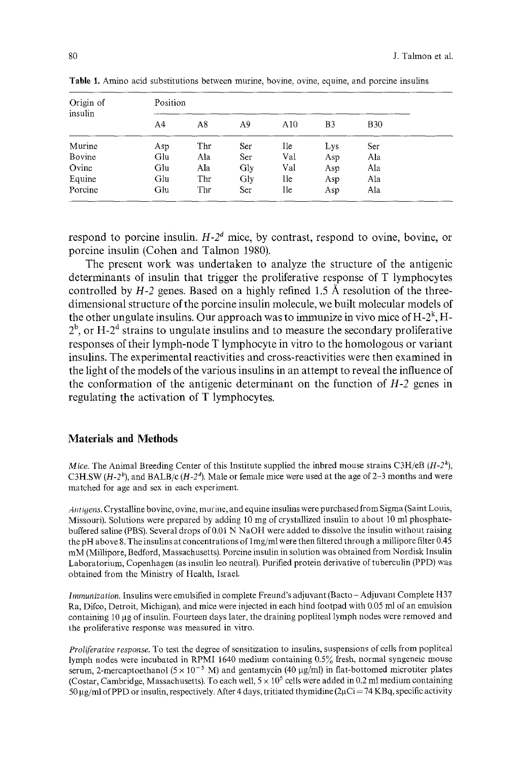Table 1. Amino acid substitutions between murine, bovine, ovine, equine, and porcine insulins

| Origin of insulin | Position | | | | | |
|---|---|---|---|---|---|---|
| | A4 | A8 | A9 | A10 | B3 | B30 |
| Murine | Asp | Thr | Ser | Ile | Lys | Ser |
| Bovine | Glu | Ala | Ser | Val | Asp | Ala |
| Ovine | Glu | Ala | Gly | Val | Asp | Ala |
| Equine | Glu | Thr | Gly | Ile | Asp | Ala |
| Porcine | Glu | Thr | Ser | Ile | Asp | Ala |

respond to porcine insulin. *H-2$^d$* mice, by contrast, respond to ovine, bovine, or porcine insulin (Cohen and Talmon 1980).

The present work was undertaken to analyze the structure of the antigenic determinants of insulin that trigger the proliferative response of T lymphocytes controlled by *H-2* genes. Based on a highly refined 1.5 Å resolution of the three-dimensional structure of the porcine insulin molecule, we built molecular models of the other ungulate insulins. Our approach was to immunize in vivo mice of H-2$^k$, H-2$^b$, or H-2$^d$ strains to ungulate insulins and to measure the secondary proliferative responses of their lymph-node T lymphocyte in vitro to the homologous or variant insulins. The experimental reactivities and cross-reactivities were then examined in the light of the models of the various insulins in an attempt to reveal the influence of the conformation of the antigenic determinant on the function of *H-2* genes in regulating the activation of T lymphocytes.

## Materials and Methods

*Mice.* The Animal Breeding Center of this Institute supplied the inbred mouse strains C3H/eB (*H-2$^k$*), C3H.SW (*H-2$^b$*), and BALB/c (*H-2$^d$*). Male or female mice were used at the age of 2–3 months and were matched for age and sex in each experiment.

*Antigens.* Crystalline bovine, ovine, murine, and equine insulins were purchased from Sigma (Saint Louis, Missouri). Solutions were prepared by adding 10 mg of crystallized insulin to about 10 ml phosphate-buffered saline (PBS). Several drops of 0.01 N NaOH were added to dissolve the insulin without raising the pH above 8. The insulins at concentrations of 1 mg/ml were then filtered through a millipore filter 0.45 mM (Millipore, Bedford, Massachusetts). Porcine insulin in solution was obtained from Nordisk Insulin Laboratorium, Copenhagen (as insulin leo neutral). Purified protein derivative of tuberculin (PPD) was obtained from the Ministry of Health, Israel.

*Immunization.* Insulins were emulsified in complete Freund's adjuvant (Bacto – Adjuvant Complete H37 Ra, Difco, Detroit, Michigan), and mice were injected in each hind footpad with 0.05 ml of an emulsion containing 10 µg of insulin. Fourteen days later, the draining popliteal lymph nodes were removed and the proliferative response was measured in vitro.

*Proliferative response.* To test the degree of sensitization to insulins, suspensions of cells from popliteal lymph nodes were incubated in RPMI 1640 medium containing 0.5% fresh, normal syngeneic mouse serum, 2-mercaptoethanol ($5 \times 10^{-5}$ M) and gentamycin (40 µg/ml) in flat-bottomed microtiter plates (Costar, Cambridge, Massachusetts). To each well, $5 \times 10^5$ cells were added in 0.2 ml medium containing 50 µg/ml of PPD or insulin, respectively. After 4 days, tritiated thymidine (2µCi = 74 KBq, specific activity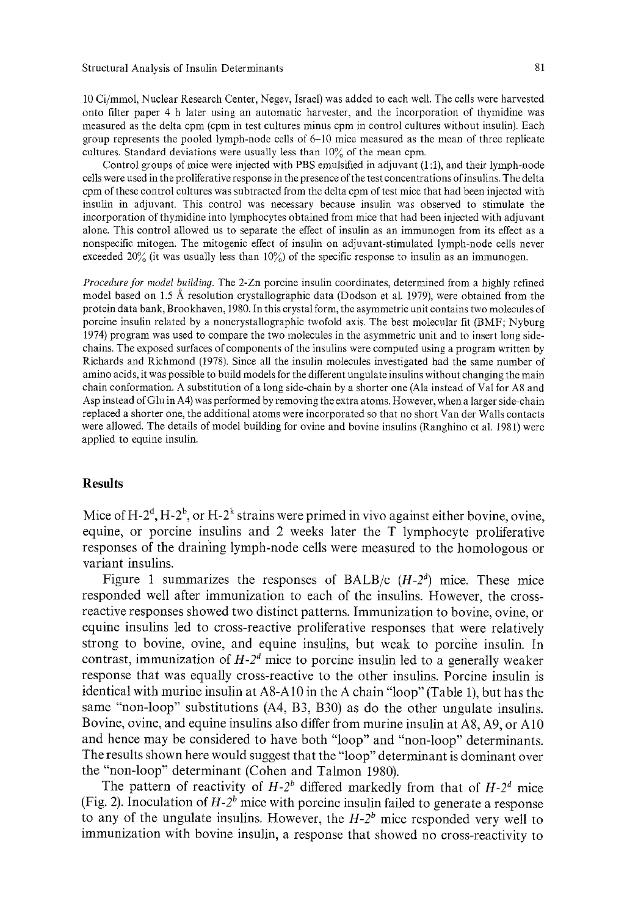10 Ci/mmol, Nuclear Research Center, Negev, Israel) was added to each well. The cells were harvested onto filter paper 4 h later using an automatic harvester, and the incorporation of thymidine was measured as the delta cpm (cpm in test cultures minus cpm in control cultures without insulin). Each group represents the pooled lymph-node cells of 6–10 mice measured as the mean of three replicate cultures. Standard deviations were usually less than 10% of the mean cpm.

Control groups of mice were injected with PBS emulsified in adjuvant (1:1), and their lymph-node cells were used in the proliferative response in the presence of the test concentrations of insulins. The delta cpm of these control cultures was subtracted from the delta cpm of test mice that had been injected with insulin in adjuvant. This control was necessary because insulin was observed to stimulate the incorporation of thymidine into lymphocytes obtained from mice that had been injected with adjuvant alone. This control allowed us to separate the effect of insulin as an immunogen from its effect as a nonspecific mitogen. The mitogenic effect of insulin on adjuvant-stimulated lymph-node cells never exceeded 20% (it was usually less than 10%) of the specific response to insulin as an immunogen.

*Procedure for model building.* The 2-Zn porcine insulin coordinates, determined from a highly refined model based on 1.5 Å resolution crystallographic data (Dodson et al. 1979), were obtained from the protein data bank, Brookhaven, 1980. In this crystal form, the asymmetric unit contains two molecules of porcine insulin related by a noncrystallographic twofold axis. The best molecular fit (BMF; Nyburg 1974) program was used to compare the two molecules in the asymmetric unit and to insert long side-chains. The exposed surfaces of components of the insulins were computed using a program written by Richards and Richmond (1978). Since all the insulin molecules investigated had the same number of amino acids, it was possible to build models for the different ungulate insulins without changing the main chain conformation. A substitution of a long side-chain by a shorter one (Ala instead of Val for A8 and Asp instead of Glu in A4) was performed by removing the extra atoms. However, when a larger side-chain replaced a shorter one, the additional atoms were incorporated so that no short Van der Walls contacts were allowed. The details of model building for ovine and bovine insulins (Ranghino et al. 1981) were applied to equine insulin.

## Results

Mice of H-2[d], H-2[b], or H-2[k] strains were primed in vivo against either bovine, ovine, equine, or porcine insulins and 2 weeks later the T lymphocyte proliferative responses of the draining lymph-node cells were measured to the homologous or variant insulins.

Figure 1 summarizes the responses of BALB/c (*H-2[d]*) mice. These mice responded well after immunization to each of the insulins. However, the cross-reactive responses showed two distinct patterns. Immunization to bovine, ovine, or equine insulins led to cross-reactive proliferative responses that were relatively strong to bovine, ovine, and equine insulins, but weak to porcine insulin. In contrast, immunization of *H-2[d]* mice to porcine insulin led to a generally weaker response that was equally cross-reactive to the other insulins. Porcine insulin is identical with murine insulin at A8-A10 in the A chain "loop" (Table 1), but has the same "non-loop" substitutions (A4, B3, B30) as do the other ungulate insulins. Bovine, ovine, and equine insulins also differ from murine insulin at A8, A9, or A10 and hence may be considered to have both "loop" and "non-loop" determinants. The results shown here would suggest that the "loop" determinant is dominant over the "non-loop" determinant (Cohen and Talmon 1980).

The pattern of reactivity of *H-2[b]* differed markedly from that of *H-2[d]* mice (Fig. 2). Inoculation of *H-2[b]* mice with porcine insulin failed to generate a response to any of the ungulate insulins. However, the *H-2[b]* mice responded very well to immunization with bovine insulin, a response that showed no cross-reactivity to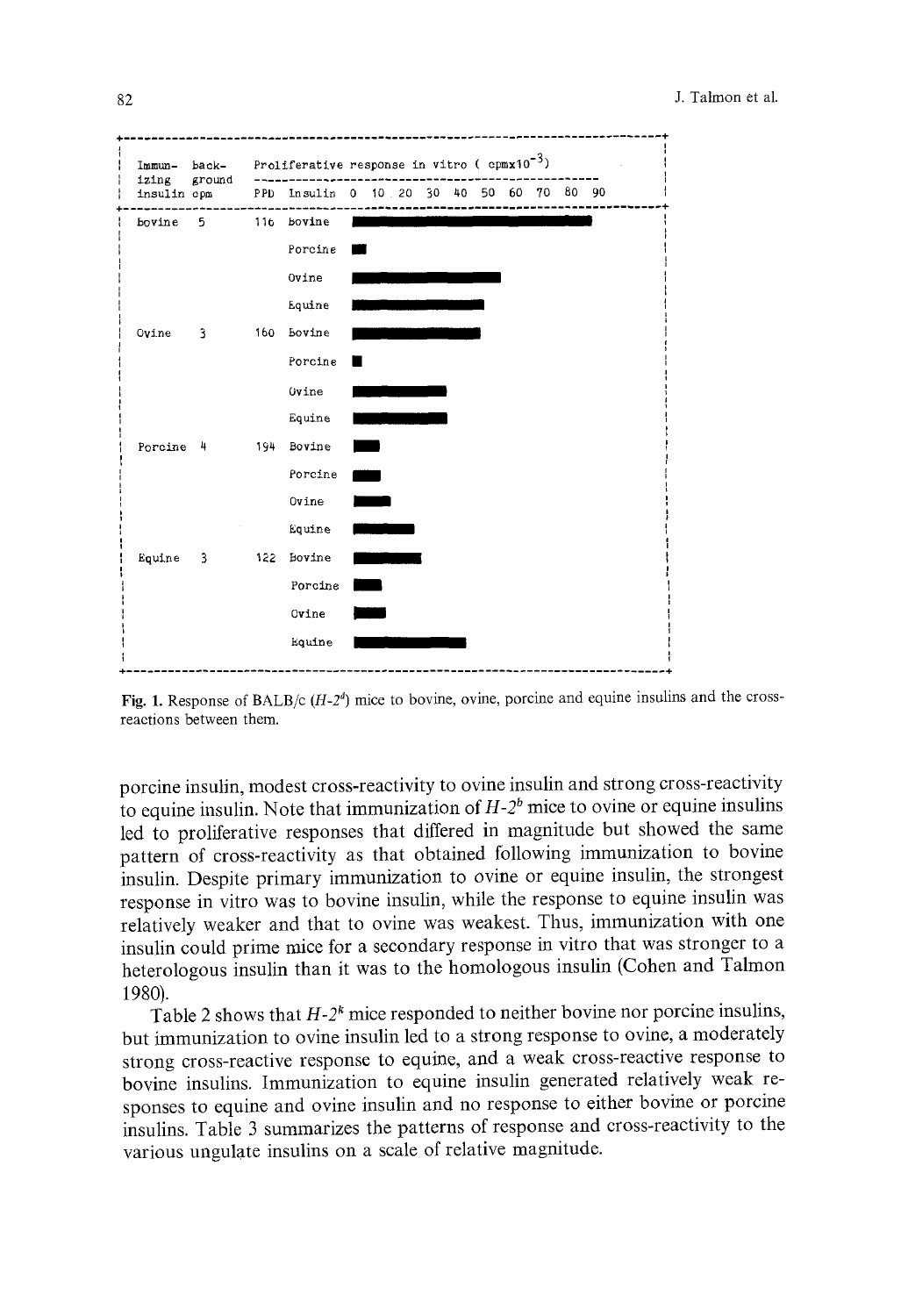| Immunizing insulin | background cpm | PPD | Insulin | Proliferative response in vitro ( cpmx$10^{-3}$) 0 10 20 30 40 50 60 70 80 90 |
|---|---|---|---|---|
| Bovine | 5 | 116 | Bovine | |
| | | | Porcine | |
| | | | Ovine | |
| | | | Equine | |
| Ovine | 3 | 160 | Bovine | |
| | | | Porcine | |
| | | | Ovine | |
| | | | Equine | |
| Porcine | 4 | 194 | Bovine | |
| | | | Porcine | |
| | | | Ovine | |
| | | | Equine | |
| Equine | 3 | 122 | Bovine | |
| | | | Porcine | |
| | | | Ovine | |
| | | | Equine | |

**Fig. 1.** Response of BALB/c ($H$-$2^d$) mice to bovine, ovine, porcine and equine insulins and the cross-reactions between them.

porcine insulin, modest cross-reactivity to ovine insulin and strong cross-reactivity to equine insulin. Note that immunization of $H$-$2^b$ mice to ovine or equine insulins led to proliferative responses that differed in magnitude but showed the same pattern of cross-reactivity as that obtained following immunization to bovine insulin. Despite primary immunization to ovine or equine insulin, the strongest response in vitro was to bovine insulin, while the response to equine insulin was relatively weaker and that to ovine was weakest. Thus, immunization with one insulin could prime mice for a secondary response in vitro that was stronger to a heterologous insulin than it was to the homologous insulin (Cohen and Talmon 1980).

Table 2 shows that $H$-$2^k$ mice responded to neither bovine nor porcine insulins, but immunization to ovine insulin led to a strong response to ovine, a moderately strong cross-reactive response to equine, and a weak cross-reactive response to bovine insulins. Immunization to equine insulin generated relatively weak responses to equine and ovine insulin and no response to either bovine or porcine insulins. Table 3 summarizes the patterns of response and cross-reactivity to the various ungulate insulins on a scale of relative magnitude.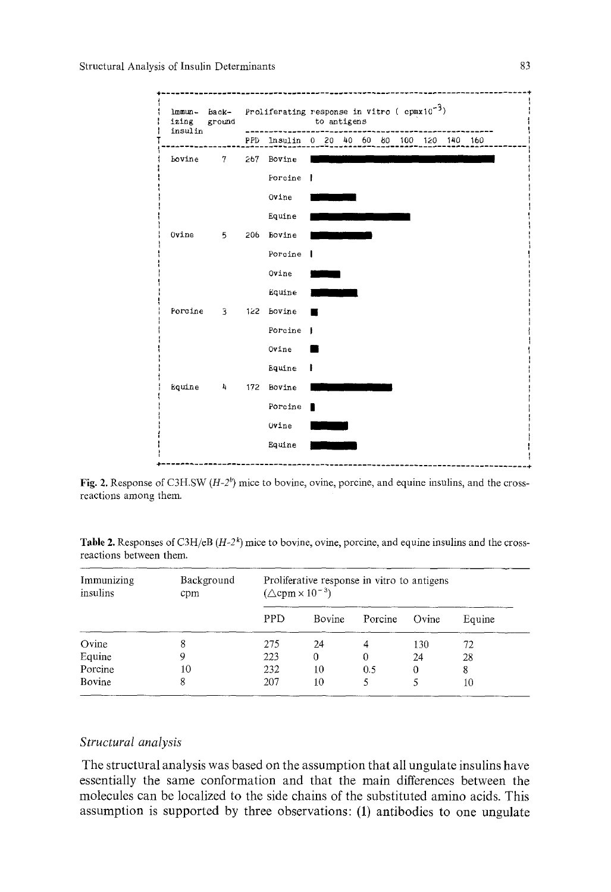| Immunizing insulin | Background | PPD | Insulin | Proliferating response in vitro (cpm×10$^{-3}$) to antigens |
|---|---|---|---|---|
| Bovine | 7 | 267 | Bovine | |
| | | | Porcine | |
| | | | Ovine | |
| | | | Equine | |
| Ovine | 5 | 206 | Bovine | |
| | | | Porcine | |
| | | | Ovine | |
| | | | Equine | |
| Porcine | 3 | 122 | Bovine | |
| | | | Porcine | |
| | | | Ovine | |
| | | | Equine | |
| Equine | 4 | 172 | Bovine | |
| | | | Porcine | |
| | | | Ovine | |
| | | | Equine | |

**Fig. 2.** Response of C3H.SW (*H-2*$^b$) mice to bovine, ovine, porcine, and equine insulins, and the cross-reactions among them.

**Table 2.** Responses of C3H/eB (*H-2*$^k$) mice to bovine, ovine, porcine, and equine insulins and the cross-reactions between them.

| Immunizing insulins | Background cpm | Proliferative response in vitro to antigens ($\Delta$cpm × 10$^{-3}$) | | | | |
|---|---|---|---|---|---|---|
| | | PPD | Bovine | Porcine | Ovine | Equine |
| Ovine | 8 | 275 | 24 | 4 | 130 | 72 |
| Equine | 9 | 223 | 0 | 0 | 24 | 28 |
| Porcine | 10 | 232 | 10 | 0.5 | 0 | 8 |
| Bovine | 8 | 207 | 10 | 5 | 5 | 10 |

### *Structural analysis*

The structural analysis was based on the assumption that all ungulate insulins have essentially the same conformation and that the main differences between the molecules can be localized to the side chains of the substituted amino acids. This assumption is supported by three observations: (1) antibodies to one ungulate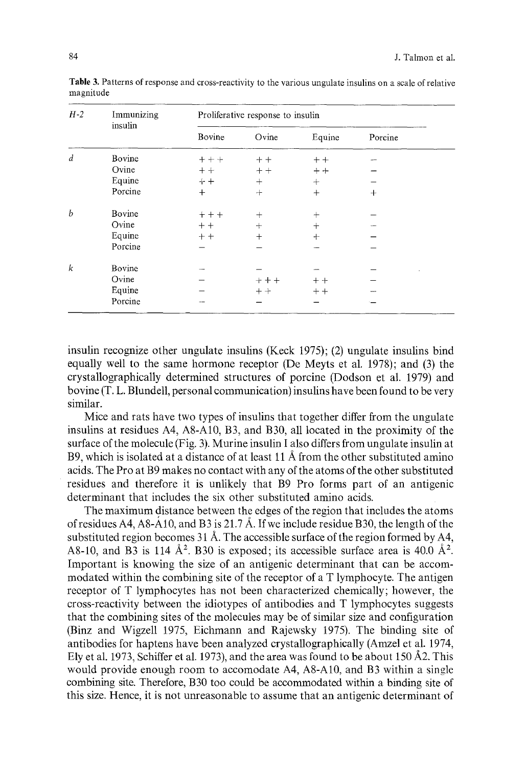**Table 3.** Patterns of response and cross-reactivity to the various ungulate insulins on a scale of relative magnitude

| *H-2* | Immunizing insulin | Proliferative response to insulin | | | |
|---|---|---|---|---|---|
| | | Bovine | Ovine | Equine | Porcine |
| *d* | Bovine | +++ | ++ | ++ | – |
| | Ovine | ++ | ++ | ++ | – |
| | Equine | ++ | + | + | – |
| | Porcine | + | + | + | + |
| *b* | Bovine | +++ | + | + | – |
| | Ovine | ++ | + | + | – |
| | Equine | ++ | + | + | – |
| | Porcine | – | – | – | – |
| *k* | Bovine | – | – | – | – |
| | Ovine | – | +++ | ++ | – |
| | Equine | – | ++ | ++ | – |
| | Porcine | – | – | – | – |

insulin recognize other ungulate insulins (Keck 1975); (2) ungulate insulins bind equally well to the same hormone receptor (De Meyts et al. 1978); and (3) the crystallographically determined structures of porcine (Dodson et al. 1979) and bovine (T. L. Blundell, personal communication) insulins have been found to be very similar.

Mice and rats have two types of insulins that together differ from the ungulate insulins at residues A4, A8-A10, B3, and B30, all located in the proximity of the surface of the molecule (Fig. 3). Murine insulin I also differs from ungulate insulin at B9, which is isolated at a distance of at least 11 Å from the other substituted amino acids. The Pro at B9 makes no contact with any of the atoms of the other substituted residues and therefore it is unlikely that B9 Pro forms part of an antigenic determinant that includes the six other substituted amino acids.

The maximum distance between the edges of the region that includes the atoms of residues A4, A8-A10, and B3 is 21.7 Å. If we include residue B30, the length of the substituted region becomes 31 Å. The accessible surface of the region formed by A4, A8-10, and B3 is 114 $Å^2$. B30 is exposed; its accessible surface area is 40.0 $Å^2$. Important is knowing the size of an antigenic determinant that can be accommodated within the combining site of the receptor of a T lymphocyte. The antigen receptor of T lymphocytes has not been characterized chemically; however, the cross-reactivity between the idiotypes of antibodies and T lymphocytes suggests that the combining sites of the molecules may be of similar size and configuration (Binz and Wigzell 1975, Eichmann and Rajewsky 1975). The binding site of antibodies for haptens have been analyzed crystallographically (Amzel et al. 1974, Ely et al. 1973, Schiffer et al. 1973), and the area was found to be about 150 $Å^2$. This would provide enough room to accomodate A4, A8-A10, and B3 within a single combining site. Therefore, B30 too could be accommodated within a binding site of this size. Hence, it is not unreasonable to assume that an antigenic determinant of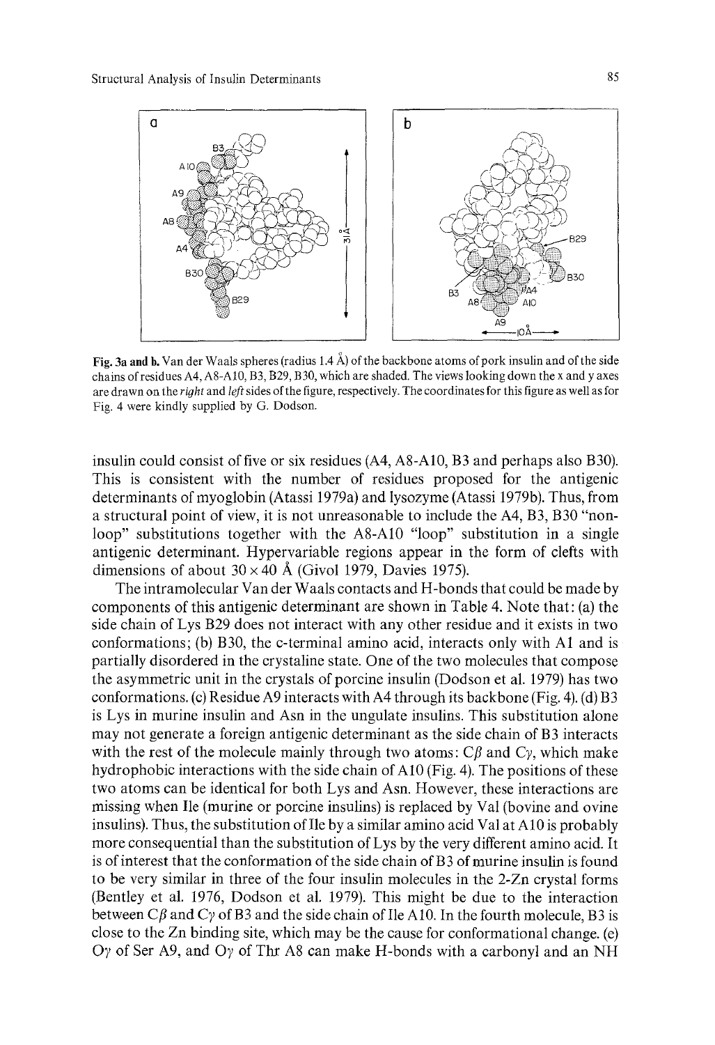**Fig. 3a and b.** Van der Waals spheres (radius 1.4 Å) of the backbone atoms of pork insulin and of the side chains of residues A4, A8-A10, B3, B29, B30, which are shaded. The views looking down the x and y axes are drawn on the *right* and *left* sides of the figure, respectively. The coordinates for this figure as well as for Fig. 4 were kindly supplied by G. Dodson.

insulin could consist of five or six residues (A4, A8-A10, B3 and perhaps also B30). This is consistent with the number of residues proposed for the antigenic determinants of myoglobin (Atassi 1979a) and lysozyme (Atassi 1979b). Thus, from a structural point of view, it is not unreasonable to include the A4, B3, B30 "non-loop" substitutions together with the A8-A10 "loop" substitution in a single antigenic determinant. Hypervariable regions appear in the form of clefts with dimensions of about 30 × 40 Å (Givol 1979, Davies 1975).

The intramolecular Van der Waals contacts and H-bonds that could be made by components of this antigenic determinant are shown in Table 4. Note that: (a) the side chain of Lys B29 does not interact with any other residue and it exists in two conformations; (b) B30, the c-terminal amino acid, interacts only with A1 and is partially disordered in the crystaline state. One of the two molecules that compose the asymmetric unit in the crystals of porcine insulin (Dodson et al. 1979) has two conformations. (c) Residue A9 interacts with A4 through its backbone (Fig. 4). (d) B3 is Lys in murine insulin and Asn in the ungulate insulins. This substitution alone may not generate a foreign antigenic determinant as the side chain of B3 interacts with the rest of the molecule mainly through two atoms: Cβ and Cγ, which make hydrophobic interactions with the side chain of A10 (Fig. 4). The positions of these two atoms can be identical for both Lys and Asn. However, these interactions are missing when Ile (murine or porcine insulins) is replaced by Val (bovine and ovine insulins). Thus, the substitution of Ile by a similar amino acid Val at A10 is probably more consequential than the substitution of Lys by the very different amino acid. It is of interest that the conformation of the side chain of B3 of murine insulin is found to be very similar in three of the four insulin molecules in the 2-Zn crystal forms (Bentley et al. 1976, Dodson et al. 1979). This might be due to the interaction between Cβ and Cγ of B3 and the side chain of Ile A10. In the fourth molecule, B3 is close to the Zn binding site, which may be the cause for conformational change. (e) Oγ of Ser A9, and Oγ of Thr A8 can make H-bonds with a carbonyl and an NH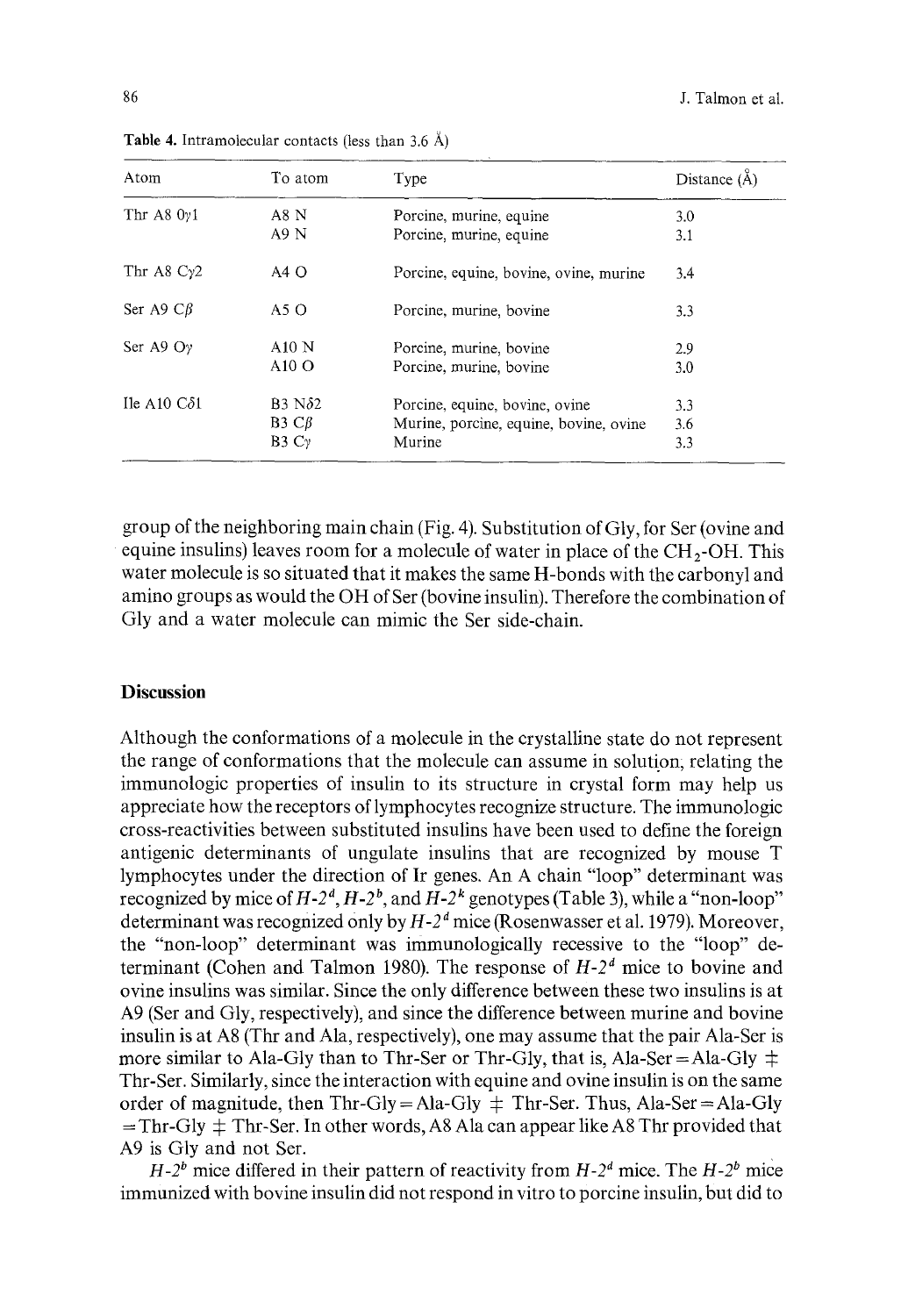**Table 4.** Intramolecular contacts (less than 3.6 Å)

| Atom | To atom | Type | Distance (Å) |
|---|---|---|---|
| Thr A8 $O\gamma 1$ | A8 N | Porcine, murine, equine | 3.0 |
| | A9 N | Porcine, murine, equine | 3.1 |
| Thr A8 $C\gamma 2$ | A4 O | Porcine, equine, bovine, ovine, murine | 3.4 |
| Ser A9 $C\beta$ | A5 O | Porcine, murine, bovine | 3.3 |
| Ser A9 $O\gamma$ | A10 N | Porcine, murine, bovine | 2.9 |
| | A10 O | Porcine, murine, bovine | 3.0 |
| Ile A10 $C\delta 1$ | B3 $N\delta 2$ | Porcine, equine, bovine, ovine | 3.3 |
| | B3 $C\beta$ | Murine, porcine, equine, bovine, ovine | 3.6 |
| | B3 $C\gamma$ | Murine | 3.3 |

group of the neighboring main chain (Fig. 4). Substitution of Gly, for Ser (ovine and equine insulins) leaves room for a molecule of water in place of the $CH_2$-OH. This water molecule is so situated that it makes the same H-bonds with the carbonyl and amino groups as would the OH of Ser (bovine insulin). Therefore the combination of Gly and a water molecule can mimic the Ser side-chain.

## Discussion

Although the conformations of a molecule in the crystalline state do not represent the range of conformations that the molecule can assume in solution, relating the immunologic properties of insulin to its structure in crystal form may help us appreciate how the receptors of lymphocytes recognize structure. The immunologic cross-reactivities between substituted insulins have been used to define the foreign antigenic determinants of ungulate insulins that are recognized by mouse T lymphocytes under the direction of Ir genes. An A chain "loop" determinant was recognized by mice of $H\text{-}2^d$, $H\text{-}2^b$, and $H\text{-}2^k$ genotypes (Table 3), while a "non-loop" determinant was recognized only by $H\text{-}2^d$ mice (Rosenwasser et al. 1979). Moreover, the "non-loop" determinant was immunologically recessive to the "loop" determinant (Cohen and Talmon 1980). The response of $H\text{-}2^d$ mice to bovine and ovine insulins was similar. Since the only difference between these two insulins is at A9 (Ser and Gly, respectively), and since the difference between murine and bovine insulin is at A8 (Thr and Ala, respectively), one may assume that the pair Ala-Ser is more similar to Ala-Gly than to Thr-Ser or Thr-Gly, that is, Ala-Ser = Ala-Gly $\neq$ Thr-Ser. Similarly, since the interaction with equine and ovine insulin is on the same order of magnitude, then Thr-Gly = Ala-Gly $\neq$ Thr-Ser. Thus, Ala-Ser = Ala-Gly = Thr-Gly $\neq$ Thr-Ser. In other words, A8 Ala can appear like A8 Thr provided that A9 is Gly and not Ser.

$H\text{-}2^b$ mice differed in their pattern of reactivity from $H\text{-}2^d$ mice. The $H\text{-}2^b$ mice immunized with bovine insulin did not respond in vitro to porcine insulin, but did to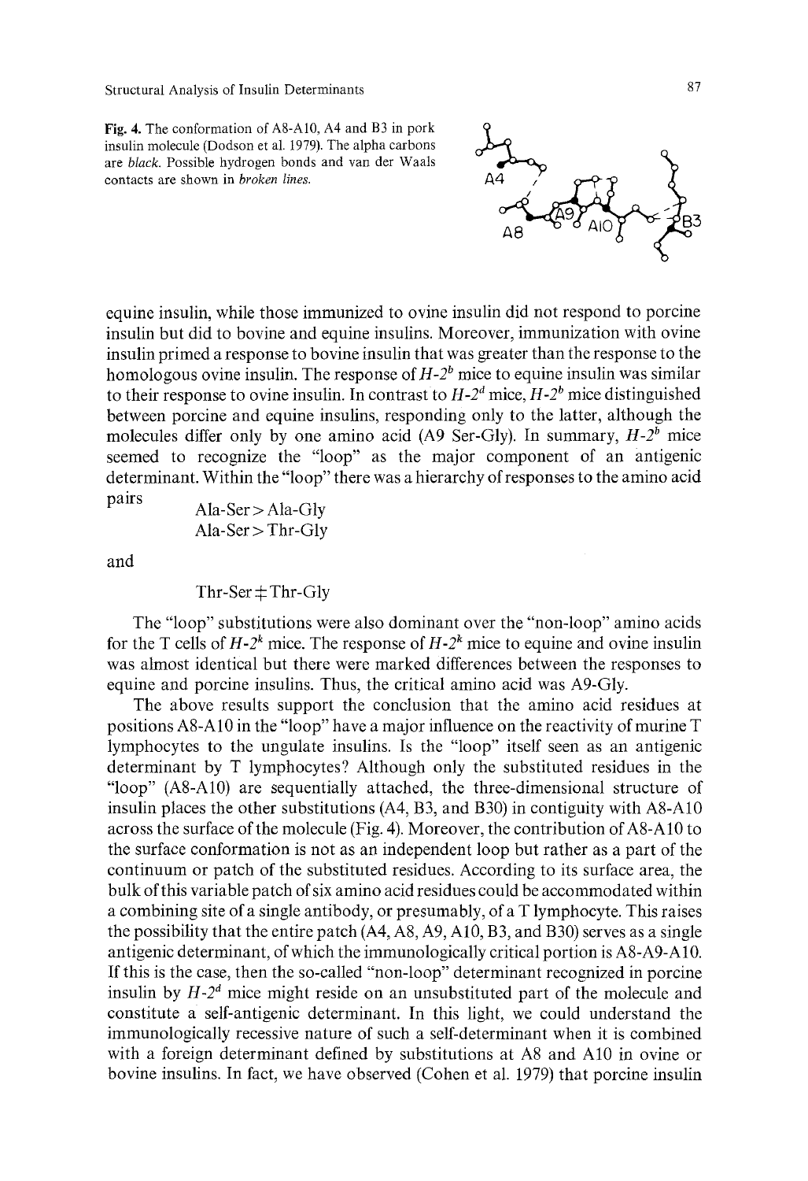**Fig. 4.** The conformation of A8-A10, A4 and B3 in pork insulin molecule (Dodson et al. 1979). The alpha carbons are *black*. Possible hydrogen bonds and van der Waals contacts are shown in *broken lines*.

equine insulin, while those immunized to ovine insulin did not respond to porcine insulin but did to bovine and equine insulins. Moreover, immunization with ovine insulin primed a response to bovine insulin that was greater than the response to the homologous ovine insulin. The response of $H\text{-}2^b$ mice to equine insulin was similar to their response to ovine insulin. In contrast to $H\text{-}2^d$ mice, $H\text{-}2^b$ mice distinguished between porcine and equine insulins, responding only to the latter, although the molecules differ only by one amino acid (A9 Ser-Gly). In summary, $H\text{-}2^b$ mice seemed to recognize the "loop" as the major component of an antigenic determinant. Within the "loop" there was a hierarchy of responses to the amino acid pairs

Ala-Ser > Ala-Gly
Ala-Ser > Thr-Gly

and

Thr-Ser $\ddagger$ Thr-Gly

The "loop" substitutions were also dominant over the "non-loop" amino acids for the T cells of $H\text{-}2^k$ mice. The response of $H\text{-}2^k$ mice to equine and ovine insulin was almost identical but there were marked differences between the responses to equine and porcine insulins. Thus, the critical amino acid was A9-Gly.

The above results support the conclusion that the amino acid residues at positions A8-A10 in the "loop" have a major influence on the reactivity of murine T lymphocytes to the ungulate insulins. Is the "loop" itself seen as an antigenic determinant by T lymphocytes? Although only the substituted residues in the "loop" (A8-A10) are sequentially attached, the three-dimensional structure of insulin places the other substitutions (A4, B3, and B30) in contiguity with A8-A10 across the surface of the molecule (Fig. 4). Moreover, the contribution of A8-A10 to the surface conformation is not as an independent loop but rather as a part of the continuum or patch of the substituted residues. According to its surface area, the bulk of this variable patch of six amino acid residues could be accommodated within a combining site of a single antibody, or presumably, of a T lymphocyte. This raises the possibility that the entire patch (A4, A8, A9, A10, B3, and B30) serves as a single antigenic determinant, of which the immunologically critical portion is A8-A9-A10. If this is the case, then the so-called "non-loop" determinant recognized in porcine insulin by $H\text{-}2^d$ mice might reside on an unsubstituted part of the molecule and constitute a self-antigenic determinant. In this light, we could understand the immunologically recessive nature of such a self-determinant when it is combined with a foreign determinant defined by substitutions at A8 and A10 in ovine or bovine insulins. In fact, we have observed (Cohen et al. 1979) that porcine insulin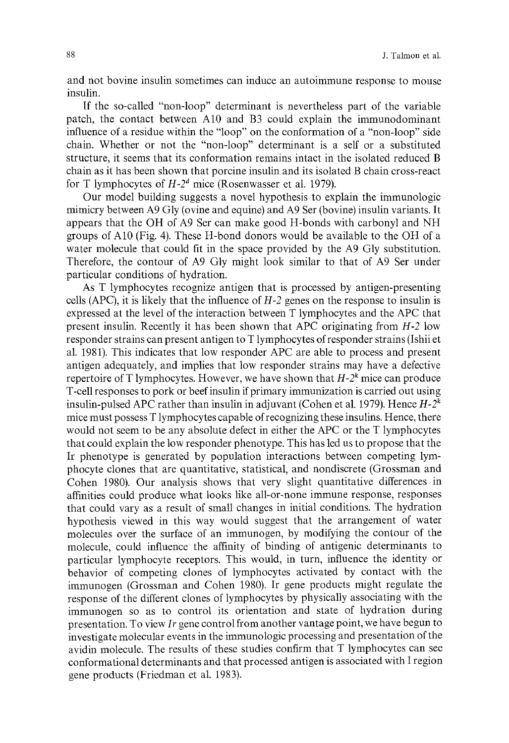and not bovine insulin sometimes can induce an autoimmune response to mouse insulin.

If the so-called "non-loop" determinant is nevertheless part of the variable patch, the contact between A10 and B3 could explain the immunodominant influence of a residue within the "loop" on the conformation of a "non-loop" side chain. Whether or not the "non-loop" determinant is a self or a substituted structure, it seems that its conformation remains intact in the isolated reduced B chain as it has been shown that porcine insulin and its isolated B chain cross-react for T lymphocytes of $H\text{-}2^d$ mice (Rosenwasser et al. 1979).

Our model building suggests a novel hypothesis to explain the immunologic mimicry between A9 Gly (ovine and equine) and A9 Ser (bovine) insulin variants. It appears that the OH of A9 Ser can make good H-bonds with carbonyl and NH groups of A10 (Fig. 4). These H-bond donors would be available to the OH of a water molecule that could fit in the space provided by the A9 Gly substitution. Therefore, the contour of A9 Gly might look similar to that of A9 Ser under particular conditions of hydration.

As T lymphocytes recognize antigen that is processed by antigen-presenting cells (APC), it is likely that the influence of *H-2* genes on the response to insulin is expressed at the level of the interaction between T lymphocytes and the APC that present insulin. Recently it has been shown that APC originating from *H-2* low responder strains can present antigen to T lymphocytes of responder strains (Ishii et al. 1981). This indicates that low responder APC are able to process and present antigen adequately, and implies that low responder strains may have a defective repertoire of T lymphocytes. However, we have shown that $H\text{-}2^k$ mice can produce T-cell responses to pork or beef insulin if primary immunization is carried out using insulin-pulsed APC rather than insulin in adjuvant (Cohen et al. 1979). Hence $H\text{-}2^k$ mice must possess T lymphocytes capable of recognizing these insulins. Hence, there would not seem to be any absolute defect in either the APC or the T lymphocytes that could explain the low responder phenotype. This has led us to propose that the Ir phenotype is generated by population interactions between competing lymphocyte clones that are quantitative, statistical, and nondiscrete (Grossman and Cohen 1980). Our analysis shows that very slight quantitative differences in affinities could produce what looks like all-or-none immune response, responses that could vary as a result of small changes in initial conditions. The hydration hypothesis viewed in this way would suggest that the arrangement of water molecules over the surface of an immunogen, by modifying the contour of the molecule, could influence the affinity of binding of antigenic determinants to particular lymphocyte receptors. This would, in turn, influence the identity or behavior of competing clones of lymphocytes activated by contact with the immunogen (Grossman and Cohen 1980). Ir gene products might regulate the response of the different clones of lymphocytes by physically associating with the immunogen so as to control its orientation and state of hydration during presentation. To view *Ir* gene control from another vantage point, we have begun to investigate molecular events in the immunologic processing and presentation of the avidin molecule. The results of these studies confirm that T lymphocytes can see conformational determinants and that processed antigen is associated with I region gene products (Friedman et al. 1983).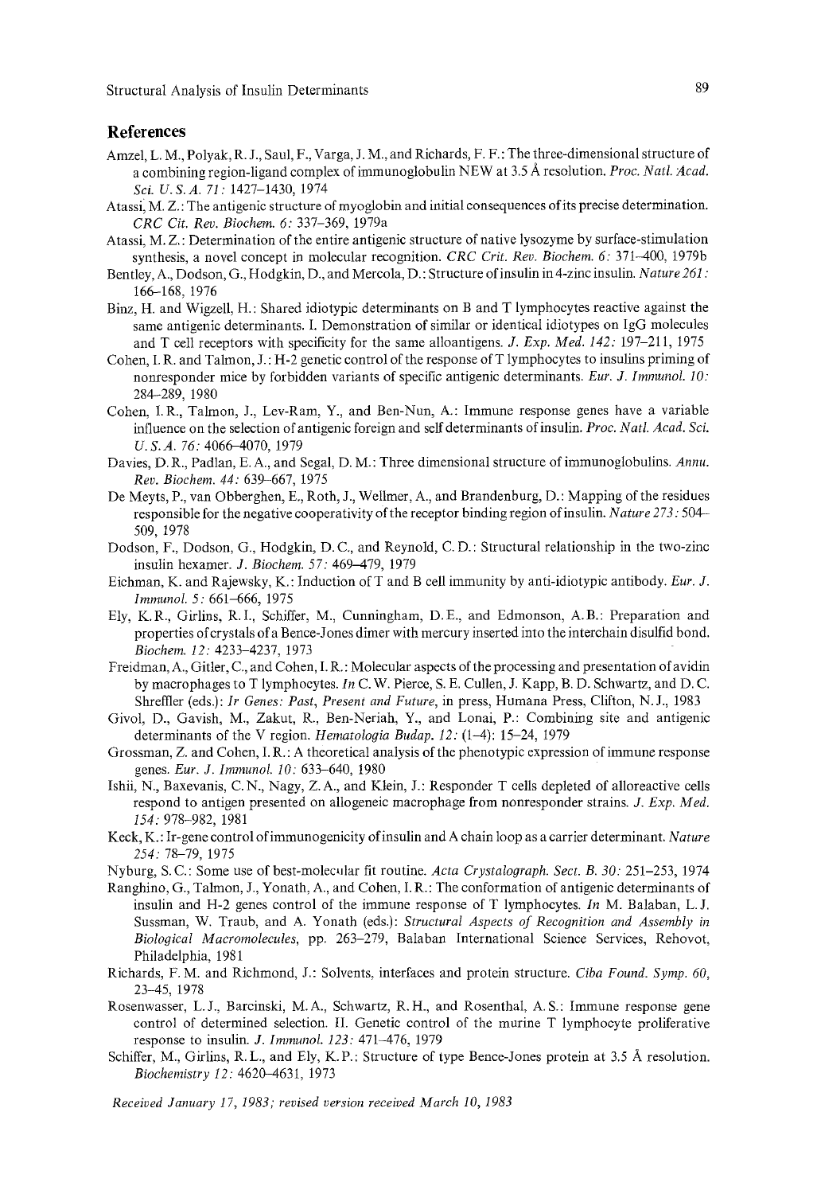## References

Amzel, L. M., Polyak, R. J., Saul, F., Varga, J. M., and Richards, F. F.: The three-dimensional structure of a combining region-ligand complex of immunoglobulin NEW at 3.5 Å resolution. *Proc. Natl. Acad. Sci. U. S. A. 71:* 1427–1430, 1974

Atassi, M. Z.: The antigenic structure of myoglobin and initial consequences of its precise determination. *CRC Cit. Rev. Biochem. 6:* 337–369, 1979a

Atassi, M. Z.: Determination of the entire antigenic structure of native lysozyme by surface-stimulation synthesis, a novel concept in molecular recognition. *CRC Crit. Rev. Biochem. 6:* 371–400, 1979b

Bentley, A., Dodson, G., Hodgkin, D., and Mercola, D.: Structure of insulin in 4-zinc insulin. *Nature 261:* 166–168, 1976

Binz, H. and Wigzell, H.: Shared idiotypic determinants on B and T lymphocytes reactive against the same antigenic determinants. I. Demonstration of similar or identical idiotypes on IgG molecules and T cell receptors with specificity for the same alloantigens. *J. Exp. Med. 142:* 197–211, 1975

Cohen, I. R. and Talmon, J.: H-2 genetic control of the response of T lymphocytes to insulins priming of nonresponder mice by forbidden variants of specific antigenic determinants. *Eur. J. Immunol. 10:* 284–289, 1980

Cohen, I. R., Talmon, J., Lev-Ram, Y., and Ben-Nun, A.: Immune response genes have a variable influence on the selection of antigenic foreign and self determinants of insulin. *Proc. Natl. Acad. Sci. U. S. A. 76:* 4066–4070, 1979

Davies, D. R., Padlan, E. A., and Segal, D. M.: Three dimensional structure of immunoglobulins. *Annu. Rev. Biochem. 44:* 639–667, 1975

De Meyts, P., van Obberghen, E., Roth, J., Wellmer, A., and Brandenburg, D.: Mapping of the residues responsible for the negative cooperativity of the receptor binding region of insulin. *Nature 273:* 504–509, 1978

Dodson, F., Dodson, G., Hodgkin, D. C., and Reynold, C. D.: Structural relationship in the two-zinc insulin hexamer. *J. Biochem. 57:* 469–479, 1979

Eichman, K. and Rajewsky, K.: Induction of T and B cell immunity by anti-idiotypic antibody. *Eur. J. Immunol. 5:* 661–666, 1975

Ely, K. R., Girlins, R. I., Schiffer, M., Cunningham, D. E., and Edmonson, A. B.: Preparation and properties of crystals of a Bence-Jones dimer with mercury inserted into the interchain disulfid bond. *Biochem. 12:* 4233–4237, 1973

Freidman, A., Gitler, C., and Cohen, I. R.: Molecular aspects of the processing and presentation of avidin by macrophages to T lymphocytes. *In* C. W. Pierce, S. E. Cullen, J. Kapp, B. D. Schwartz, and D. C. Shreffler (eds.): *Ir Genes: Past, Present and Future,* in press, Humana Press, Clifton, N. J., 1983

Givol, D., Gavish, M., Zakut, R., Ben-Neriah, Y., and Lonai, P.: Combining site and antigenic determinants of the V region. *Hematologia Budap. 12:* (1–4): 15–24, 1979

Grossman, Z. and Cohen, I. R.: A theoretical analysis of the phenotypic expression of immune response genes. *Eur. J. Immunol. 10:* 633–640, 1980

Ishii, N., Baxevanis, C. N., Nagy, Z. A., and Klein, J.: Responder T cells depleted of alloreactive cells respond to antigen presented on allogeneic macrophage from nonresponder strains. *J. Exp. Med. 154:* 978–982, 1981

Keck, K.: Ir-gene control of immunogenicity of insulin and A chain loop as a carrier determinant. *Nature 254:* 78–79, 1975

Nyburg, S. C.: Some use of best-molecular fit routine. *Acta Crystalograph. Sect. B. 30:* 251–253, 1974

Ranghino, G., Talmon, J., Yonath, A., and Cohen, I. R.: The conformation of antigenic determinants of insulin and H-2 genes control of the immune response of T lymphocytes. *In* M. Balaban, L. J. Sussman, W. Traub, and A. Yonath (eds.): *Structural Aspects of Recognition and Assembly in Biological Macromolecules,* pp. 263–279, Balaban International Science Services, Rehovot, Philadelphia, 1981

Richards, F. M. and Richmond, J.: Solvents, interfaces and protein structure. *Ciba Found. Symp. 60,* 23–45, 1978

Rosenwasser, L. J., Barcinski, M. A., Schwartz, R. H., and Rosenthal, A. S.: Immune response gene control of determined selection. II. Genetic control of the murine T lymphocyte proliferative response to insulin. *J. Immunol. 123:* 471–476, 1979

Schiffer, M., Girlins, R. L., and Ely, K. P.: Structure of type Bence-Jones protein at 3.5 Å resolution. *Biochemistry 12:* 4620–4631, 1973

*Received January 17, 1983; revised version received March 10, 1983*